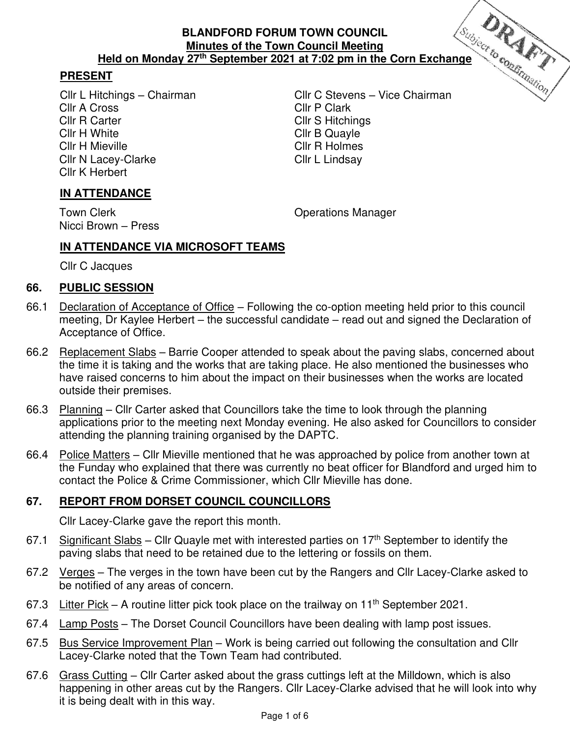**BLANDFORD FORUM TOWN COUNCIL**
**Minutes of the Town Council Meeting**
**Held on Monday 27th September 2021 at 7:02 pm in the Corn Exchange**

DRAFT Subject to confirmation

## PRESENT

Cllr L Hitchings – Chairman
Cllr C Stevens – Vice Chairman
Cllr A Cross
Cllr P Clark
Cllr R Carter
Cllr S Hitchings
Cllr H White
Cllr B Quayle
Cllr H Mieville
Cllr R Holmes
Cllr N Lacey-Clarke
Cllr L Lindsay
Cllr K Herbert

## IN ATTENDANCE

Town Clerk
Operations Manager
Nicci Brown – Press

## IN ATTENDANCE VIA MICROSOFT TEAMS

Cllr C Jacques

## 66. PUBLIC SESSION

66.1 Declaration of Acceptance of Office – Following the co-option meeting held prior to this council meeting, Dr Kaylee Herbert – the successful candidate – read out and signed the Declaration of Acceptance of Office.

66.2 Replacement Slabs – Barrie Cooper attended to speak about the paving slabs, concerned about the time it is taking and the works that are taking place. He also mentioned the businesses who have raised concerns to him about the impact on their businesses when the works are located outside their premises.

66.3 Planning – Cllr Carter asked that Councillors take the time to look through the planning applications prior to the meeting next Monday evening. He also asked for Councillors to consider attending the planning training organised by the DAPTC.

66.4 Police Matters – Cllr Mieville mentioned that he was approached by police from another town at the Funday who explained that there was currently no beat officer for Blandford and urged him to contact the Police & Crime Commissioner, which Cllr Mieville has done.

## 67. REPORT FROM DORSET COUNCIL COUNCILLORS

Cllr Lacey-Clarke gave the report this month.

67.1 Significant Slabs – Cllr Quayle met with interested parties on 17th September to identify the paving slabs that need to be retained due to the lettering or fossils on them.

67.2 Verges – The verges in the town have been cut by the Rangers and Cllr Lacey-Clarke asked to be notified of any areas of concern.

67.3 Litter Pick – A routine litter pick took place on the trailway on 11th September 2021.

67.4 Lamp Posts – The Dorset Council Councillors have been dealing with lamp post issues.

67.5 Bus Service Improvement Plan – Work is being carried out following the consultation and Cllr Lacey-Clarke noted that the Town Team had contributed.

67.6 Grass Cutting – Cllr Carter asked about the grass cuttings left at the Milldown, which is also happening in other areas cut by the Rangers. Cllr Lacey-Clarke advised that he will look into why it is being dealt with in this way.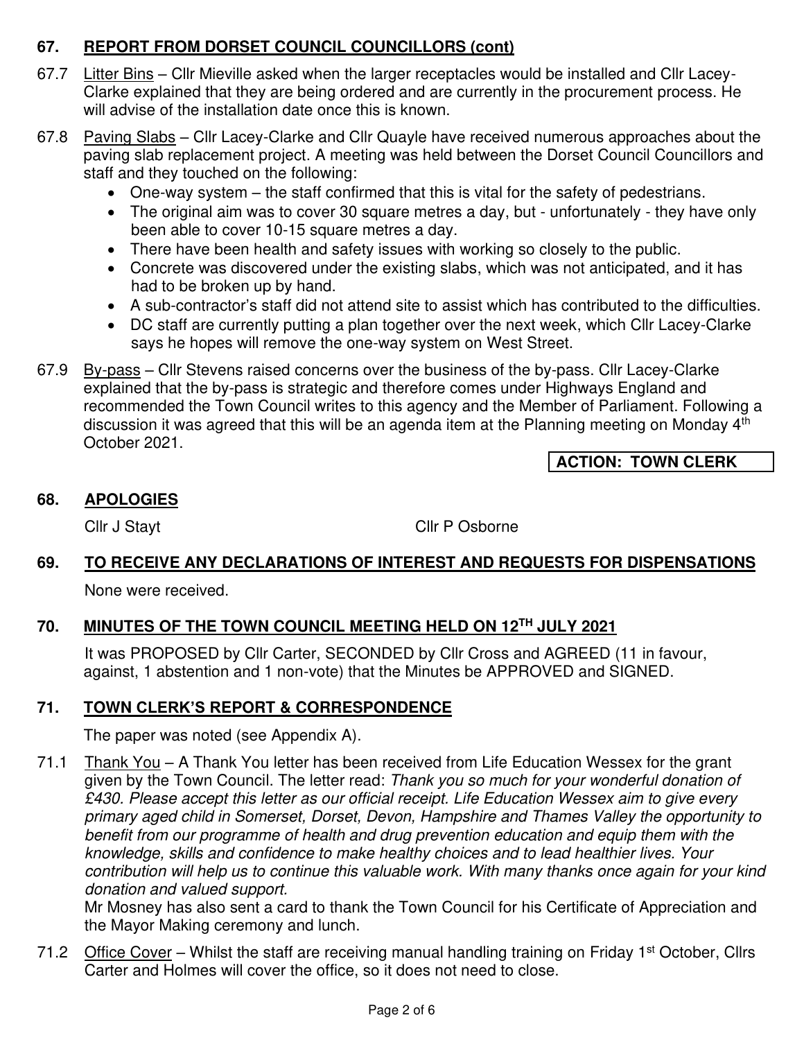## 67. REPORT FROM DORSET COUNCIL COUNCILLORS (cont)

67.7 Litter Bins – Cllr Mieville asked when the larger receptacles would be installed and Cllr Lacey-Clarke explained that they are being ordered and are currently in the procurement process. He will advise of the installation date once this is known.

67.8 Paving Slabs – Cllr Lacey-Clarke and Cllr Quayle have received numerous approaches about the paving slab replacement project. A meeting was held between the Dorset Council Councillors and staff and they touched on the following:

- One-way system – the staff confirmed that this is vital for the safety of pedestrians.
- The original aim was to cover 30 square metres a day, but - unfortunately - they have only been able to cover 10-15 square metres a day.
- There have been health and safety issues with working so closely to the public.
- Concrete was discovered under the existing slabs, which was not anticipated, and it has had to be broken up by hand.
- A sub-contractor's staff did not attend site to assist which has contributed to the difficulties.
- DC staff are currently putting a plan together over the next week, which Cllr Lacey-Clarke says he hopes will remove the one-way system on West Street.

67.9 By-pass – Cllr Stevens raised concerns over the business of the by-pass. Cllr Lacey-Clarke explained that the by-pass is strategic and therefore comes under Highways England and recommended the Town Council writes to this agency and the Member of Parliament. Following a discussion it was agreed that this will be an agenda item at the Planning meeting on Monday 4th October 2021.

**ACTION: TOWN CLERK**

## 68. APOLOGIES

Cllr J Stayt

Cllr P Osborne

## 69. TO RECEIVE ANY DECLARATIONS OF INTEREST AND REQUESTS FOR DISPENSATIONS

None were received.

## 70. MINUTES OF THE TOWN COUNCIL MEETING HELD ON 12TH JULY 2021

It was PROPOSED by Cllr Carter, SECONDED by Cllr Cross and AGREED (11 in favour, against, 1 abstention and 1 non-vote) that the Minutes be APPROVED and SIGNED.

## 71. TOWN CLERK'S REPORT & CORRESPONDENCE

The paper was noted (see Appendix A).

71.1 Thank You – A Thank You letter has been received from Life Education Wessex for the grant given by the Town Council. The letter read: *Thank you so much for your wonderful donation of £430. Please accept this letter as our official receipt. Life Education Wessex aim to give every primary aged child in Somerset, Dorset, Devon, Hampshire and Thames Valley the opportunity to benefit from our programme of health and drug prevention education and equip them with the knowledge, skills and confidence to make healthy choices and to lead healthier lives. Your contribution will help us to continue this valuable work. With many thanks once again for your kind donation and valued support.*

Mr Mosney has also sent a card to thank the Town Council for his Certificate of Appreciation and the Mayor Making ceremony and lunch.

71.2 Office Cover – Whilst the staff are receiving manual handling training on Friday 1st October, Cllrs Carter and Holmes will cover the office, so it does not need to close.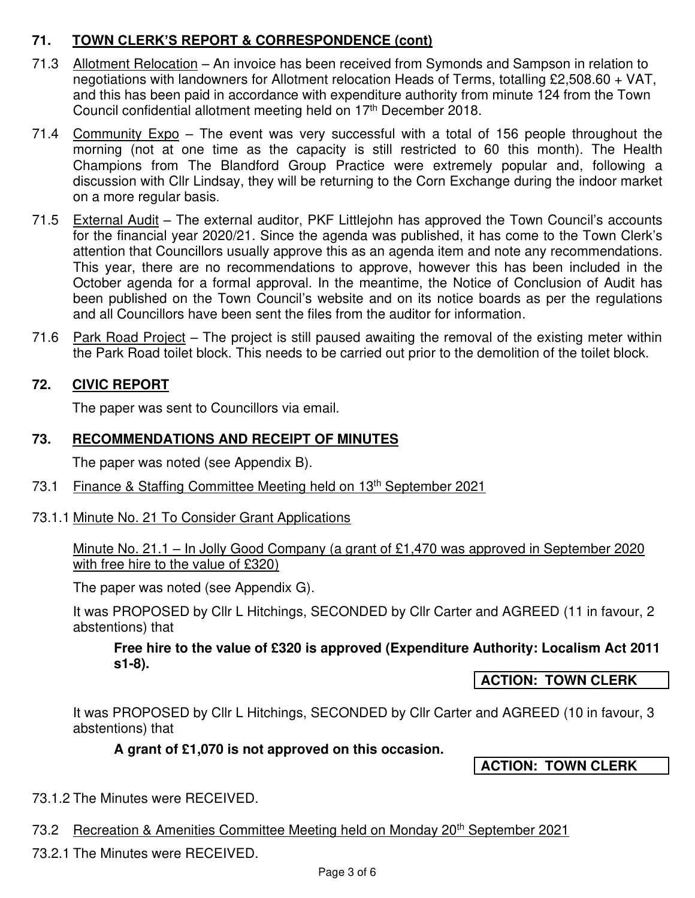## 71. TOWN CLERK'S REPORT & CORRESPONDENCE (cont)

71.3 Allotment Relocation – An invoice has been received from Symonds and Sampson in relation to negotiations with landowners for Allotment relocation Heads of Terms, totalling £2,508.60 + VAT, and this has been paid in accordance with expenditure authority from minute 124 from the Town Council confidential allotment meeting held on 17th December 2018.

71.4 Community Expo – The event was very successful with a total of 156 people throughout the morning (not at one time as the capacity is still restricted to 60 this month). The Health Champions from The Blandford Group Practice were extremely popular and, following a discussion with Cllr Lindsay, they will be returning to the Corn Exchange during the indoor market on a more regular basis.

71.5 External Audit – The external auditor, PKF Littlejohn has approved the Town Council's accounts for the financial year 2020/21. Since the agenda was published, it has come to the Town Clerk's attention that Councillors usually approve this as an agenda item and note any recommendations. This year, there are no recommendations to approve, however this has been included in the October agenda for a formal approval. In the meantime, the Notice of Conclusion of Audit has been published on the Town Council's website and on its notice boards as per the regulations and all Councillors have been sent the files from the auditor for information.

71.6 Park Road Project – The project is still paused awaiting the removal of the existing meter within the Park Road toilet block. This needs to be carried out prior to the demolition of the toilet block.

## 72. CIVIC REPORT

The paper was sent to Councillors via email.

## 73. RECOMMENDATIONS AND RECEIPT OF MINUTES

The paper was noted (see Appendix B).

73.1 Finance & Staffing Committee Meeting held on 13th September 2021

73.1.1 Minute No. 21 To Consider Grant Applications

Minute No. 21.1 – In Jolly Good Company (a grant of £1,470 was approved in September 2020 with free hire to the value of £320)

The paper was noted (see Appendix G).

It was PROPOSED by Cllr L Hitchings, SECONDED by Cllr Carter and AGREED (11 in favour, 2 abstentions) that

**Free hire to the value of £320 is approved (Expenditure Authority: Localism Act 2011 s1-8).**

**ACTION: TOWN CLERK**

It was PROPOSED by Cllr L Hitchings, SECONDED by Cllr Carter and AGREED (10 in favour, 3 abstentions) that

**A grant of £1,070 is not approved on this occasion.**

**ACTION: TOWN CLERK**

73.1.2 The Minutes were RECEIVED.

73.2 Recreation & Amenities Committee Meeting held on Monday 20th September 2021

73.2.1 The Minutes were RECEIVED.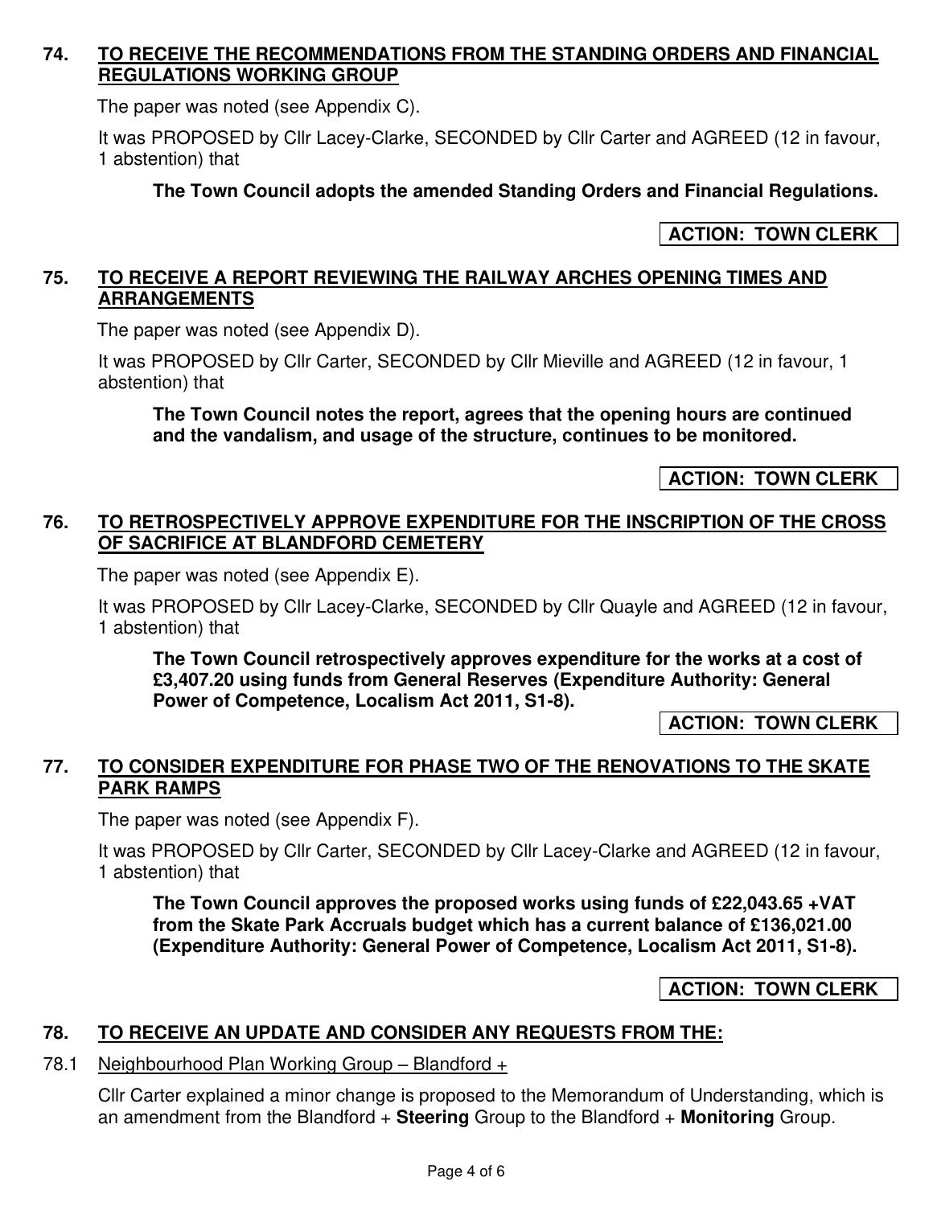## 74. TO RECEIVE THE RECOMMENDATIONS FROM THE STANDING ORDERS AND FINANCIAL REGULATIONS WORKING GROUP

The paper was noted (see Appendix C).

It was PROPOSED by Cllr Lacey-Clarke, SECONDED by Cllr Carter and AGREED (12 in favour, 1 abstention) that

**The Town Council adopts the amended Standing Orders and Financial Regulations.**

**ACTION: TOWN CLERK**

## 75. TO RECEIVE A REPORT REVIEWING THE RAILWAY ARCHES OPENING TIMES AND ARRANGEMENTS

The paper was noted (see Appendix D).

It was PROPOSED by Cllr Carter, SECONDED by Cllr Mieville and AGREED (12 in favour, 1 abstention) that

**The Town Council notes the report, agrees that the opening hours are continued and the vandalism, and usage of the structure, continues to be monitored.**

**ACTION: TOWN CLERK**

## 76. TO RETROSPECTIVELY APPROVE EXPENDITURE FOR THE INSCRIPTION OF THE CROSS OF SACRIFICE AT BLANDFORD CEMETERY

The paper was noted (see Appendix E).

It was PROPOSED by Cllr Lacey-Clarke, SECONDED by Cllr Quayle and AGREED (12 in favour, 1 abstention) that

**The Town Council retrospectively approves expenditure for the works at a cost of £3,407.20 using funds from General Reserves (Expenditure Authority: General Power of Competence, Localism Act 2011, S1-8).**

**ACTION: TOWN CLERK**

## 77. TO CONSIDER EXPENDITURE FOR PHASE TWO OF THE RENOVATIONS TO THE SKATE PARK RAMPS

The paper was noted (see Appendix F).

It was PROPOSED by Cllr Carter, SECONDED by Cllr Lacey-Clarke and AGREED (12 in favour, 1 abstention) that

**The Town Council approves the proposed works using funds of £22,043.65 +VAT from the Skate Park Accruals budget which has a current balance of £136,021.00 (Expenditure Authority: General Power of Competence, Localism Act 2011, S1-8).**

**ACTION: TOWN CLERK**

## 78. TO RECEIVE AN UPDATE AND CONSIDER ANY REQUESTS FROM THE:

78.1 Neighbourhood Plan Working Group – Blandford +

Cllr Carter explained a minor change is proposed to the Memorandum of Understanding, which is an amendment from the Blandford + **Steering** Group to the Blandford + **Monitoring** Group.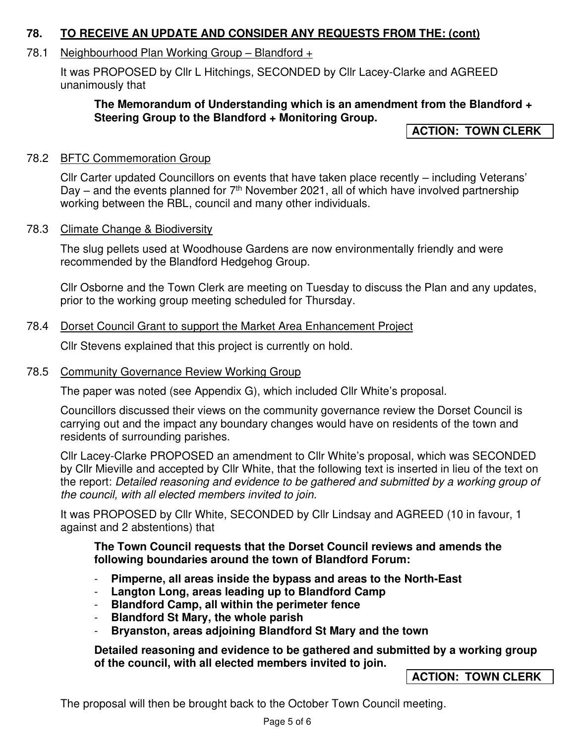## 78. TO RECEIVE AN UPDATE AND CONSIDER ANY REQUESTS FROM THE: (cont)

### 78.1 Neighbourhood Plan Working Group – Blandford +

It was PROPOSED by Cllr L Hitchings, SECONDED by Cllr Lacey-Clarke and AGREED unanimously that

**The Memorandum of Understanding which is an amendment from the Blandford + Steering Group to the Blandford + Monitoring Group.**

**ACTION: TOWN CLERK**

### 78.2 BFTC Commemoration Group

Cllr Carter updated Councillors on events that have taken place recently – including Veterans' Day – and the events planned for 7th November 2021, all of which have involved partnership working between the RBL, council and many other individuals.

### 78.3 Climate Change & Biodiversity

The slug pellets used at Woodhouse Gardens are now environmentally friendly and were recommended by the Blandford Hedgehog Group.

Cllr Osborne and the Town Clerk are meeting on Tuesday to discuss the Plan and any updates, prior to the working group meeting scheduled for Thursday.

### 78.4 Dorset Council Grant to support the Market Area Enhancement Project

Cllr Stevens explained that this project is currently on hold.

### 78.5 Community Governance Review Working Group

The paper was noted (see Appendix G), which included Cllr White's proposal.

Councillors discussed their views on the community governance review the Dorset Council is carrying out and the impact any boundary changes would have on residents of the town and residents of surrounding parishes.

Cllr Lacey-Clarke PROPOSED an amendment to Cllr White's proposal, which was SECONDED by Cllr Mieville and accepted by Cllr White, that the following text is inserted in lieu of the text on the report: *Detailed reasoning and evidence to be gathered and submitted by a working group of the council, with all elected members invited to join.*

It was PROPOSED by Cllr White, SECONDED by Cllr Lindsay and AGREED (10 in favour, 1 against and 2 abstentions) that

**The Town Council requests that the Dorset Council reviews and amends the following boundaries around the town of Blandford Forum:**

- **Pimperne, all areas inside the bypass and areas to the North-East**
- **Langton Long, areas leading up to Blandford Camp**
- **Blandford Camp, all within the perimeter fence**
- **Blandford St Mary, the whole parish**
- **Bryanston, areas adjoining Blandford St Mary and the town**

**Detailed reasoning and evidence to be gathered and submitted by a working group of the council, with all elected members invited to join.**

**ACTION: TOWN CLERK**

The proposal will then be brought back to the October Town Council meeting.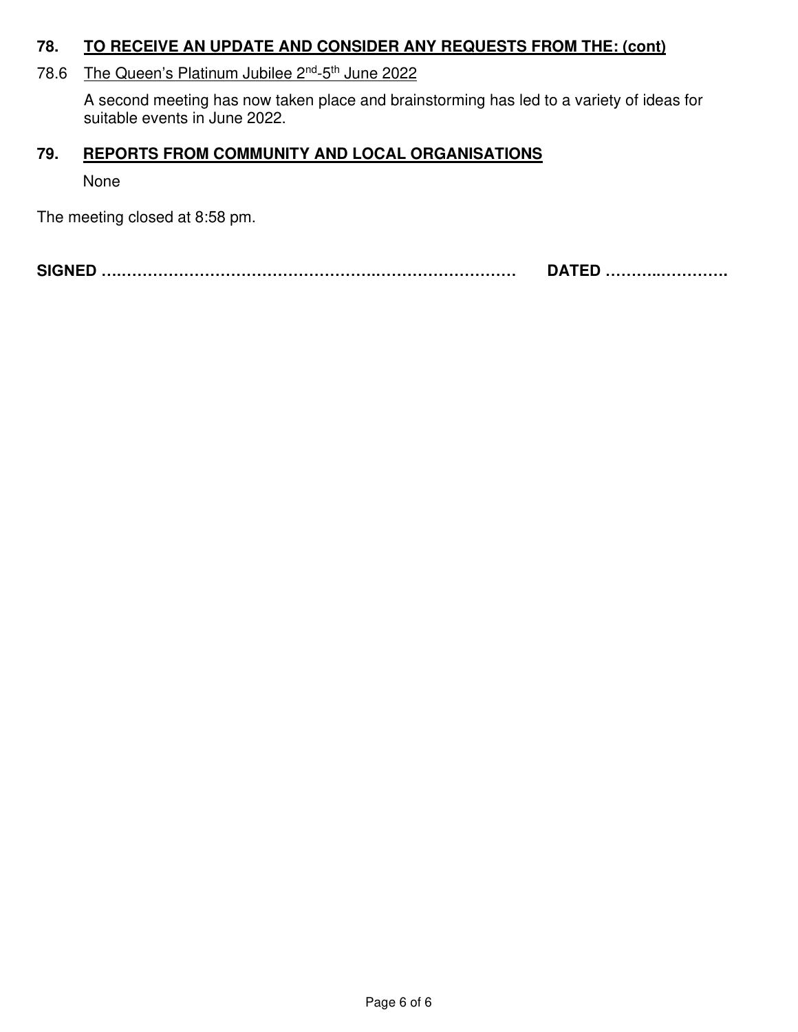## 78. TO RECEIVE AN UPDATE AND CONSIDER ANY REQUESTS FROM THE: (cont)

78.6 The Queen's Platinum Jubilee 2nd-5th June 2022

A second meeting has now taken place and brainstorming has led to a variety of ideas for suitable events in June 2022.

## 79. REPORTS FROM COMMUNITY AND LOCAL ORGANISATIONS

None

The meeting closed at 8:58 pm.

**SIGNED ……………………………………………………………………… DATED …………………….**